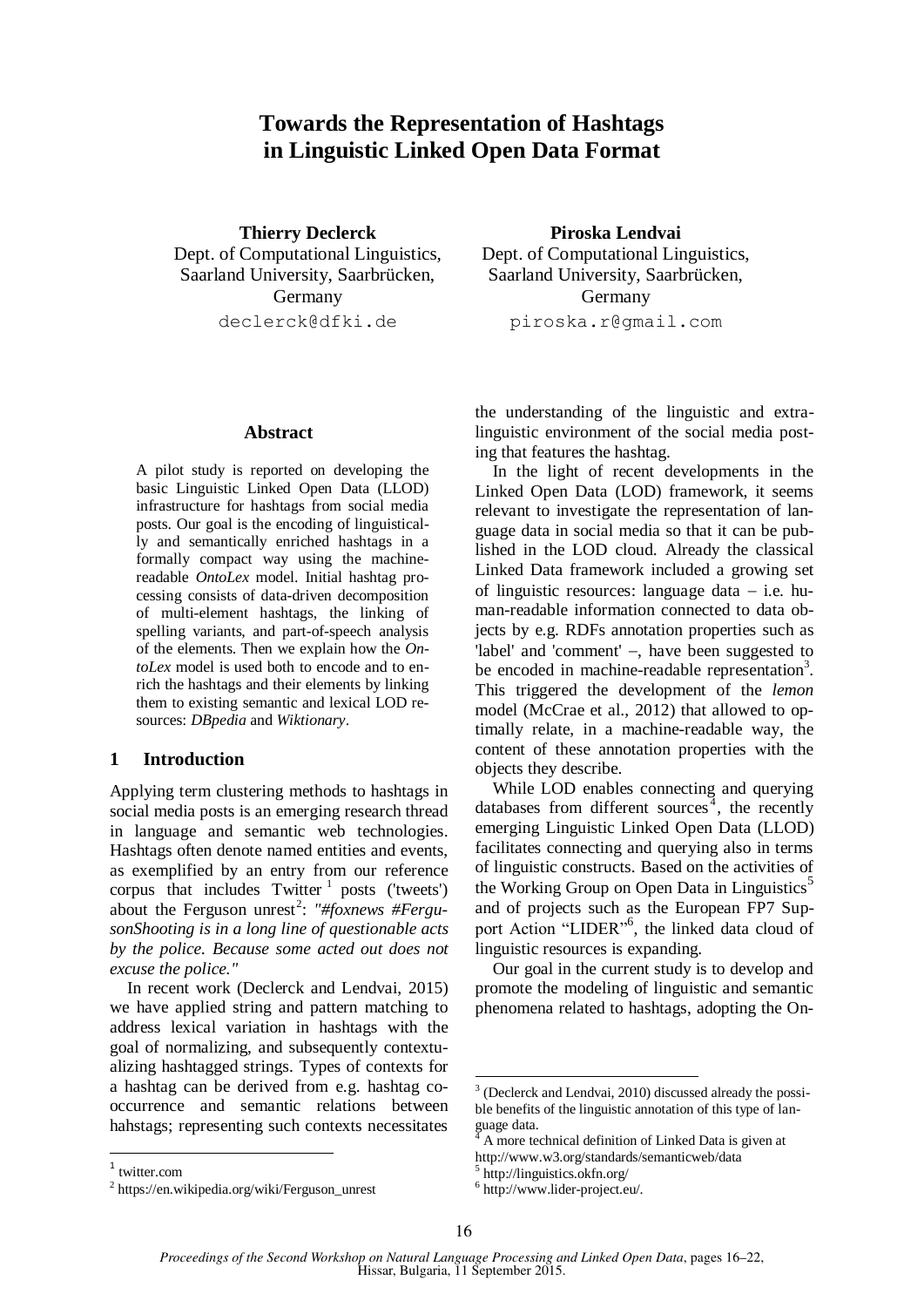# Towards the Representation of Hashtags in Linguistic Linked Open Data Format

**Thierry Declerck**
Dept. of Computational Linguistics, Saarland University, Saarbrücken, Germany
declerck@dfki.de

**Piroska Lendvai**
Dept. of Computational Linguistics, Saarland University, Saarbrücken, Germany
piroska.r@gmail.com

### Abstract

A pilot study is reported on developing the basic Linguistic Linked Open Data (LLOD) infrastructure for hashtags from social media posts. Our goal is the encoding of linguistically and semantically enriched hashtags in a formally compact way using the machine-readable *OntoLex* model. Initial hashtag processing consists of data-driven decomposition of multi-element hashtags, the linking of spelling variants, and part-of-speech analysis of the elements. Then we explain how the *OntoLex* model is used both to encode and to enrich the hashtags and their elements by linking them to existing semantic and lexical LOD resources: *DBpedia* and *Wiktionary*.

## 1 Introduction

Applying term clustering methods to hashtags in social media posts is an emerging research thread in language and semantic web technologies. Hashtags often denote named entities and events, as exemplified by an entry from our reference corpus that includes Twitter[1] posts ('tweets') about the Ferguson unrest[2]: *"#foxnews #FergusonShooting is in a long line of questionable acts by the police. Because some acted out does not excuse the police."*

In recent work (Declerck and Lendvai, 2015) we have applied string and pattern matching to address lexical variation in hashtags with the goal of normalizing, and subsequently contextualizing hashtagged strings. Types of contexts for a hashtag can be derived from e.g. hashtag co-occurrence and semantic relations between hahstags; representing such contexts necessitates the understanding of the linguistic and extra-linguistic environment of the social media posting that features the hashtag.

In the light of recent developments in the Linked Open Data (LOD) framework, it seems relevant to investigate the representation of language data in social media so that it can be published in the LOD cloud. Already the classical Linked Data framework included a growing set of linguistic resources: language data – i.e. human-readable information connected to data objects by e.g. RDFs annotation properties such as 'label' and 'comment' –, have been suggested to be encoded in machine-readable representation[3]. This triggered the development of the *lemon* model (McCrae et al., 2012) that allowed to optimally relate, in a machine-readable way, the content of these annotation properties with the objects they describe.

While LOD enables connecting and querying databases from different sources[4], the recently emerging Linguistic Linked Open Data (LLOD) facilitates connecting and querying also in terms of linguistic constructs. Based on the activities of the Working Group on Open Data in Linguistics[5] and of projects such as the European FP7 Support Action "LIDER"[6], the linked data cloud of linguistic resources is expanding.

Our goal in the current study is to develop and promote the modeling of linguistic and semantic phenomena related to hashtags, adopting the On-

---

[1] twitter.com

[2] https://en.wikipedia.org/wiki/Ferguson_unrest

[3] (Declerck and Lendvai, 2010) discussed already the possible benefits of the linguistic annotation of this type of language data.

[4] A more technical definition of Linked Data is given at http://www.w3.org/standards/semanticweb/data

[5] http://linguistics.okfn.org/

[6] http://www.lider-project.eu/.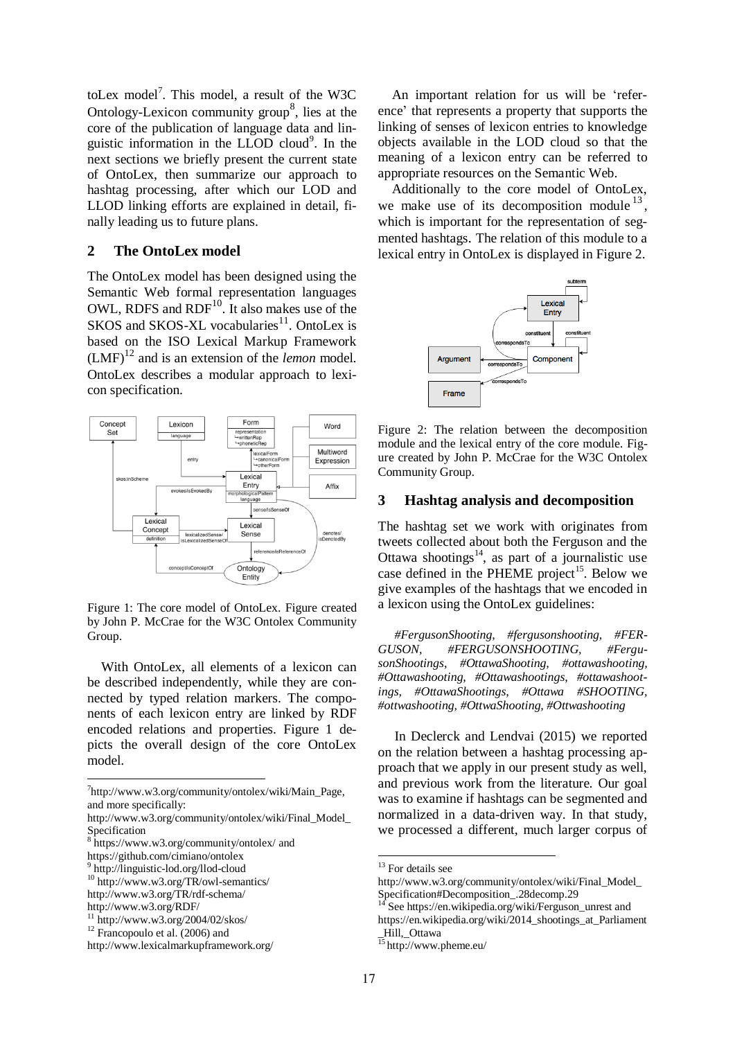toLex model[7]. This model, a result of the W3C Ontology-Lexicon community group[8], lies at the core of the publication of language data and linguistic information in the LLOD cloud[9]. In the next sections we briefly present the current state of OntoLex, then summarize our approach to hashtag processing, after which our LOD and LLOD linking efforts are explained in detail, finally leading us to future plans.

## 2 The OntoLex model

The OntoLex model has been designed using the Semantic Web formal representation languages OWL, RDFS and RDF[10]. It also makes use of the SKOS and SKOS-XL vocabularies[11]. OntoLex is based on the ISO Lexical Markup Framework (LMF)[12] and is an extension of the *lemon* model. OntoLex describes a modular approach to lexicon specification.

Figure 1: The core model of OntoLex. Figure created by John P. McCrae for the W3C Ontolex Community Group.

With OntoLex, all elements of a lexicon can be described independently, while they are connected by typed relation markers. The components of each lexicon entry are linked by RDF encoded relations and properties. Figure 1 depicts the overall design of the core OntoLex model.

An important relation for us will be 'reference' that represents a property that supports the linking of senses of lexicon entries to knowledge objects available in the LOD cloud so that the meaning of a lexicon entry can be referred to appropriate resources on the Semantic Web.

Additionally to the core model of OntoLex, we make use of its decomposition module[13], which is important for the representation of segmented hashtags. The relation of this module to a lexical entry in OntoLex is displayed in Figure 2.

Figure 2: The relation between the decomposition module and the lexical entry of the core module. Figure created by John P. McCrae for the W3C Ontolex Community Group.

## 3 Hashtag analysis and decomposition

The hashtag set we work with originates from tweets collected about both the Ferguson and the Ottawa shootings[14], as part of a journalistic use case defined in the PHEME project[15]. Below we give examples of the hashtags that we encoded in a lexicon using the OntoLex guidelines:

*#FergusonShooting, #fergusonshooting, #FERGUSON, #FERGUSONSHOOTING, #FergusonShootings, #OttawaShooting, #ottawashooting, #Ottawashooting, #Ottawashootings, #ottawashootings, #OttawaShootings, #Ottawa #SHOOTING, #ottwashooting, #OttwaShooting, #Ottwashooting*

In Declerck and Lendvai (2015) we reported on the relation between a hashtag processing approach that we apply in our present study as well, and previous work from the literature. Our goal was to examine if hashtags can be segmented and normalized in a data-driven way. In that study, we processed a different, much larger corpus of

---

[7] http://www.w3.org/community/ontolex/wiki/Main_Page, and more specifically: http://www.w3.org/community/ontolex/wiki/Final_Model_Specification

[8] https://www.w3.org/community/ontolex/ and https://github.com/cimiano/ontolex

[9] http://linguistic-lod.org/llod-cloud

[10] http://www.w3.org/TR/owl-semantics/ http://www.w3.org/TR/rdf-schema/ http://www.w3.org/RDF/

[11] http://www.w3.org/2004/02/skos/

[12] Francopoulo et al. (2006) and http://www.lexicalmarkupframework.org/

[13] For details see http://www.w3.org/community/ontolex/wiki/Final_Model_Specification#Decomposition_.28decomp.29

[14] See https://en.wikipedia.org/wiki/Ferguson_unrest and https://en.wikipedia.org/wiki/2014_shootings_at_Parliament_Hill,_Ottawa

[15] http://www.pheme.eu/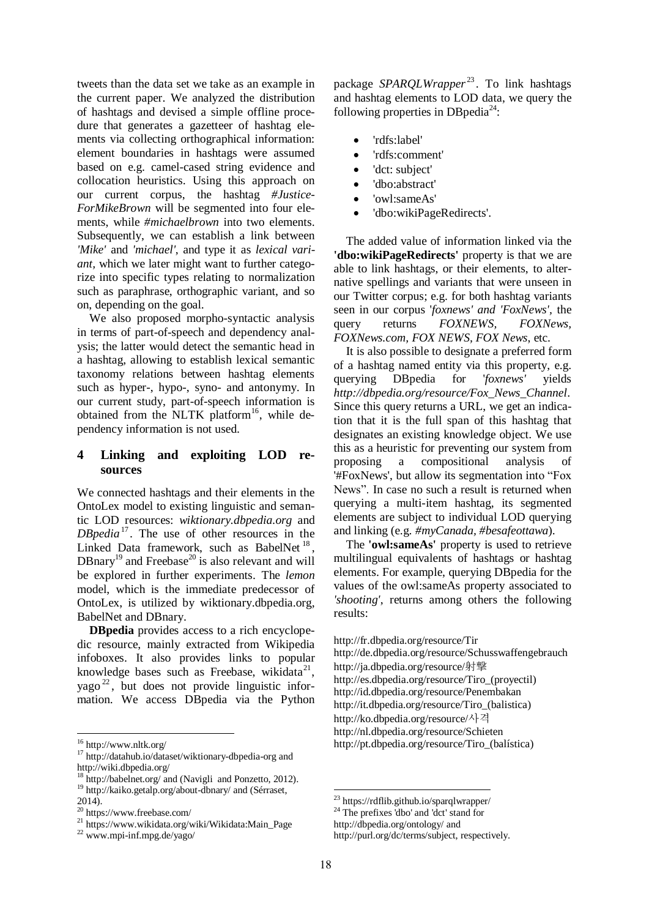tweets than the data set we take as an example in the current paper. We analyzed the distribution of hashtags and devised a simple offline procedure that generates a gazetteer of hashtag elements via collecting orthographical information: element boundaries in hashtags were assumed based on e.g. camel-cased string evidence and collocation heuristics. Using this approach on our current corpus, the hashtag *#JusticeForMikeBrown* will be segmented into four elements, while *#michaelbrown* into two elements. Subsequently, we can establish a link between *'Mike'* and *'michael'*, and type it as *lexical variant*, which we later might want to further categorize into specific types relating to normalization such as paraphrase, orthographic variant, and so on, depending on the goal.

We also proposed morpho-syntactic analysis in terms of part-of-speech and dependency analysis; the latter would detect the semantic head in a hashtag, allowing to establish lexical semantic taxonomy relations between hashtag elements such as hyper-, hypo-, syno- and antonymy. In our current study, part-of-speech information is obtained from the NLTK platform[16], while dependency information is not used.

## 4 Linking and exploiting LOD resources

We connected hashtags and their elements in the OntoLex model to existing linguistic and semantic LOD resources: *wiktionary.dbpedia.org* and *DBpedia*[17]. The use of other resources in the Linked Data framework, such as BabelNet[18], DBnary[19] and Freebase[20] is also relevant and will be explored in further experiments. The *lemon* model, which is the immediate predecessor of OntoLex, is utilized by wiktionary.dbpedia.org, BabelNet and DBnary.

**DBpedia** provides access to a rich encyclopedic resource, mainly extracted from Wikipedia infoboxes. It also provides links to popular knowledge bases such as Freebase, wikidata[21], yago[22], but does not provide linguistic information. We access DBpedia via the Python package *SPARQLWrapper*[23]. To link hashtags and hashtag elements to LOD data, we query the following properties in DBpedia[24]:

- 'rdfs:label'
- 'rdfs:comment'
- 'dct: subject'
- 'dbo:abstract'
- 'owl:sameAs'
- 'dbo:wikiPageRedirects'.

The added value of information linked via the **'dbo:wikiPageRedirects'** property is that we are able to link hashtags, or their elements, to alternative spellings and variants that were unseen in our Twitter corpus; e.g. for both hashtag variants seen in our corpus '*foxnews' and 'FoxNews'*, the query returns *FOXNEWS*, *FOXNews*, *FOXNews.com*, *FOX NEWS*, *FOX News*, etc.

It is also possible to designate a preferred form of a hashtag named entity via this property, e.g. querying DBpedia for '*foxnews'* yields *http://dbpedia.org/resource/Fox_News_Channel*. Since this query returns a URL, we get an indication that it is the full span of this hashtag that designates an existing knowledge object. We use this as a heuristic for preventing our system from proposing a compositional analysis of '#FoxNews', but allow its segmentation into "Fox News". In case no such a result is returned when querying a multi-item hashtag, its segmented elements are subject to individual LOD querying and linking (e.g. *#myCanada*, *#besafeottawa*).

The **'owl:sameAs'** property is used to retrieve multilingual equivalents of hashtags or hashtag elements. For example, querying DBpedia for the values of the owl:sameAs property associated to *'shooting'*, returns among others the following results:

http://fr.dbpedia.org/resource/Tir
http://de.dbpedia.org/resource/Schusswaffengebrauch
http://ja.dbpedia.org/resource/射撃
http://es.dbpedia.org/resource/Tiro_(proyectil)
http://id.dbpedia.org/resource/Penembakan
http://it.dbpedia.org/resource/Tiro_(balistica)
http://ko.dbpedia.org/resource/사격
http://nl.dbpedia.org/resource/Schieten
http://pt.dbpedia.org/resource/Tiro_(balística)

[16] http://www.nltk.org/
[17] http://datahub.io/dataset/wiktionary-dbpedia-org and http://wiki.dbpedia.org/
[18] http://babelnet.org/ and (Navigli and Ponzetto, 2012).
[19] http://kaiko.getalp.org/about-dbnary/ and (Sérraset, 2014).
[20] https://www.freebase.com/
[21] https://www.wikidata.org/wiki/Wikidata:Main_Page
[22] www.mpi-inf.mpg.de/yago/
[23] https://rdflib.github.io/sparqlwrapper/
[24] The prefixes 'dbo' and 'dct' stand for http://dbpedia.org/ontology/ and http://purl.org/dc/terms/subject, respectively.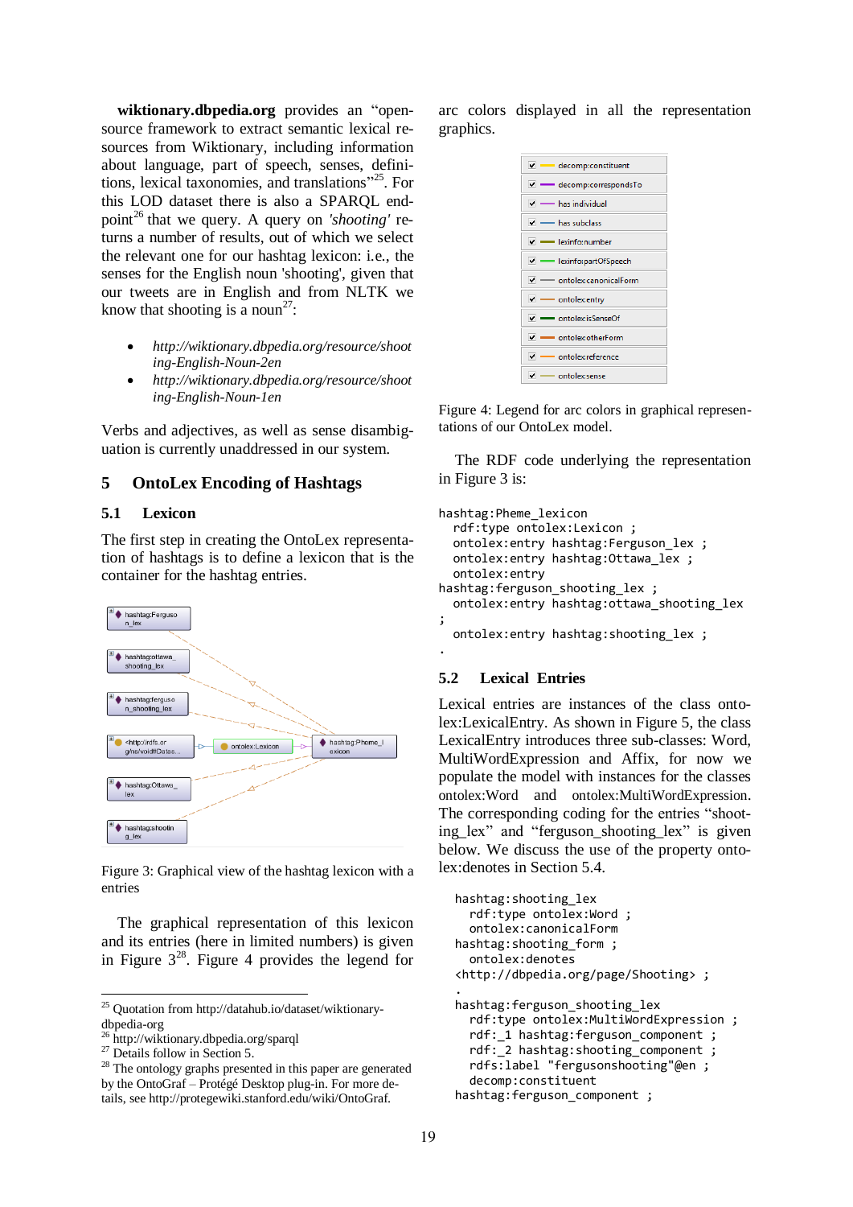**wiktionary.dbpedia.org** provides an "open-source framework to extract semantic lexical resources from Wiktionary, including information about language, part of speech, senses, definitions, lexical taxonomies, and translations"[25]. For this LOD dataset there is also a SPARQL endpoint[26] that we query. A query on *'shooting'* returns a number of results, out of which we select the relevant one for our hashtag lexicon: i.e., the senses for the English noun 'shooting', given that our tweets are in English and from NLTK we know that shooting is a noun[27]:

- *http://wiktionary.dbpedia.org/resource/shooting-English-Noun-2en*
- *http://wiktionary.dbpedia.org/resource/shooting-English-Noun-1en*

Verbs and adjectives, as well as sense disambiguation is currently unaddressed in our system.

## 5 OntoLex Encoding of Hashtags

### 5.1 Lexicon

The first step in creating the OntoLex representation of hashtags is to define a lexicon that is the container for the hashtag entries.

Figure 3: Graphical view of the hashtag lexicon with a entries

The graphical representation of this lexicon and its entries (here in limited numbers) is given in Figure 3[28]. Figure 4 provides the legend for arc colors displayed in all the representation graphics.

Figure 4: Legend for arc colors in graphical representations of our OntoLex model.

The RDF code underlying the representation in Figure 3 is:

```
hashtag:Pheme_lexicon
  rdf:type ontolex:Lexicon ;
  ontolex:entry hashtag:Ferguson_lex ;
  ontolex:entry hashtag:Ottawa_lex ;
  ontolex:entry
hashtag:ferguson_shooting_lex ;
  ontolex:entry hashtag:ottawa_shooting_lex
;
  ontolex:entry hashtag:shooting_lex ;
.
```

### 5.2 Lexical Entries

Lexical entries are instances of the class ontolex:LexicalEntry. As shown in Figure 5, the class LexicalEntry introduces three sub-classes: Word, MultiWordExpression and Affix, for now we populate the model with instances for the classes ontolex:Word and ontolex:MultiWordExpression. The corresponding coding for the entries "shooting_lex" and "ferguson_shooting_lex" is given below. We discuss the use of the property ontolex:denotes in Section 5.4.

```
hashtag:shooting_lex
  rdf:type ontolex:Word ;
  ontolex:canonicalForm
hashtag:shooting_form ;
  ontolex:denotes
<http://dbpedia.org/page/Shooting> ;
.
hashtag:ferguson_shooting_lex
  rdf:type ontolex:MultiWordExpression ;
  rdf:_1 hashtag:ferguson_component ;
  rdf:_2 hashtag:shooting_component ;
  rdfs:label "fergusonshooting"@en ;
  decomp:constituent
hashtag:ferguson_component ;
```

---

[25] Quotation from http://datahub.io/dataset/wiktionary-dbpedia-org

[26] http://wiktionary.dbpedia.org/sparql

[27] Details follow in Section 5.

[28] The ontology graphs presented in this paper are generated by the OntoGraf – Protégé Desktop plug-in. For more details, see http://protegewiki.stanford.edu/wiki/OntoGraf.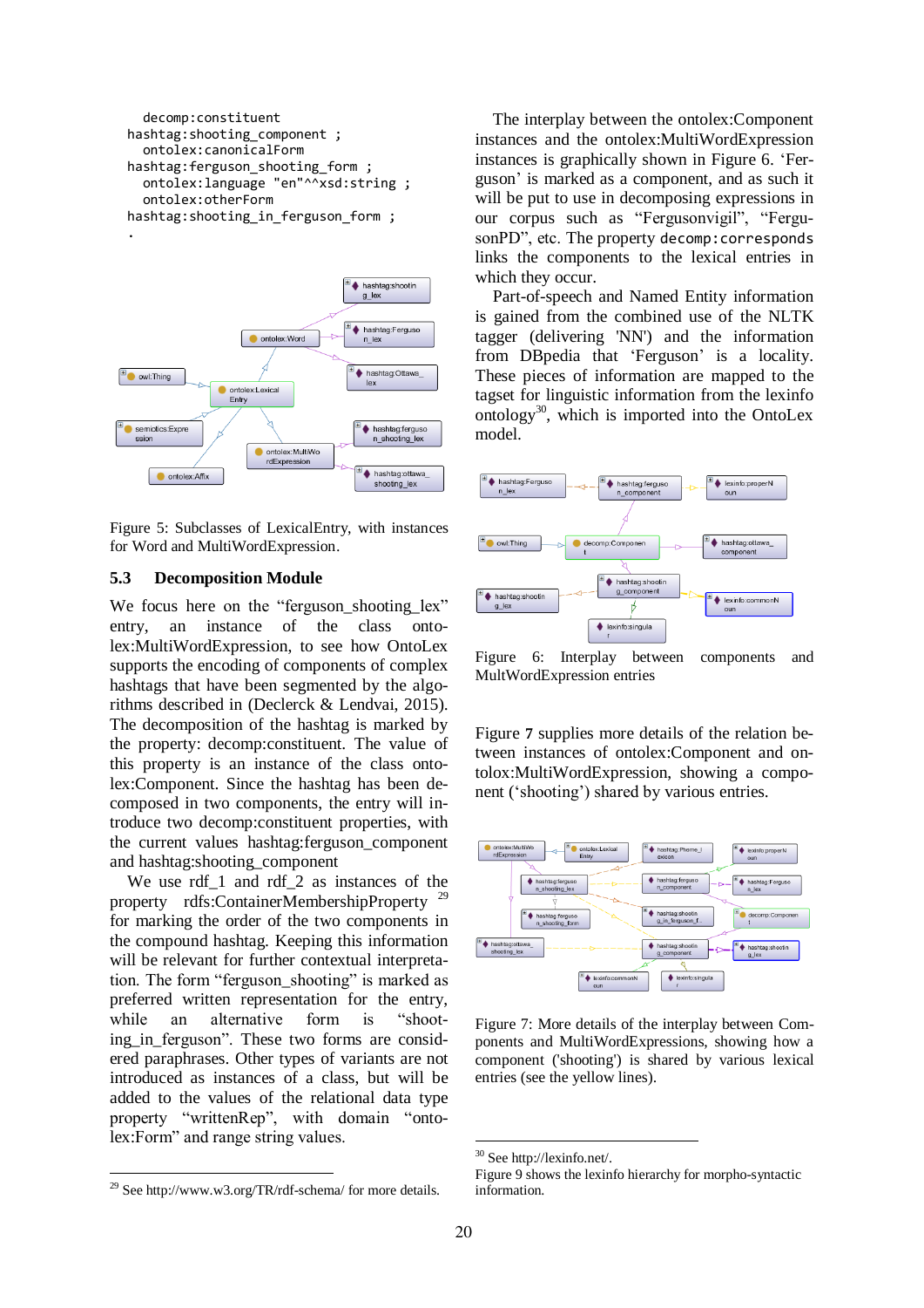```
    decomp:constituent
hashtag:shooting_component ;
    ontolex:canonicalForm
hashtag:ferguson_shooting_form ;
    ontolex:language "en"^^xsd:string ;
    ontolex:otherForm
hashtag:shooting_in_ferguson_form ;
.
```

Figure 5: Subclasses of LexicalEntry, with instances for Word and MultiWordExpression.

### 5.3 Decomposition Module

We focus here on the "ferguson_shooting_lex" entry, an instance of the class ontolex:MultiWordExpression, to see how OntoLex supports the encoding of components of complex hashtags that have been segmented by the algorithms described in (Declerck & Lendvai, 2015). The decomposition of the hashtag is marked by the property: decomp:constituent. The value of this property is an instance of the class ontolex:Component. Since the hashtag has been decomposed in two components, the entry will introduce two decomp:constituent properties, with the current values hashtag:ferguson_component and hashtag:shooting_component

We use rdf_1 and rdf_2 as instances of the property rdfs:ContainerMembershipProperty [29] for marking the order of the two components in the compound hashtag. Keeping this information will be relevant for further contextual interpretation. The form "ferguson_shooting" is marked as preferred written representation for the entry, while an alternative form is "shooting_in_ferguson". These two forms are considered paraphrases. Other types of variants are not introduced as instances of a class, but will be added to the values of the relational data type property "writtenRep", with domain "ontolex:Form" and range string values.

[29] See http://www.w3.org/TR/rdf-schema/ for more details.

The interplay between the ontolex:Component instances and the ontolex:MultiWordExpression instances is graphically shown in Figure 6. 'Ferguson' is marked as a component, and as such it will be put to use in decomposing expressions in our corpus such as "Fergusonvigil", "FergusonPD", etc. The property `decomp:corresponds` links the components to the lexical entries in which they occur.

Part-of-speech and Named Entity information is gained from the combined use of the NLTK tagger (delivering 'NN') and the information from DBpedia that 'Ferguson' is a locality. These pieces of information are mapped to the tagset for linguistic information from the lexinfo ontology[30], which is imported into the OntoLex model.

Figure 6: Interplay between components and MultWordExpression entries

Figure **7** supplies more details of the relation between instances of ontolex:Component and ontolox:MultiWordExpression, showing a component ('shooting') shared by various entries.

Figure 7: More details of the interplay between Components and MultiWordExpressions, showing how a component ('shooting') is shared by various lexical entries (see the yellow lines).

[30] See http://lexinfo.net/. Figure 9 shows the lexinfo hierarchy for morpho-syntactic information.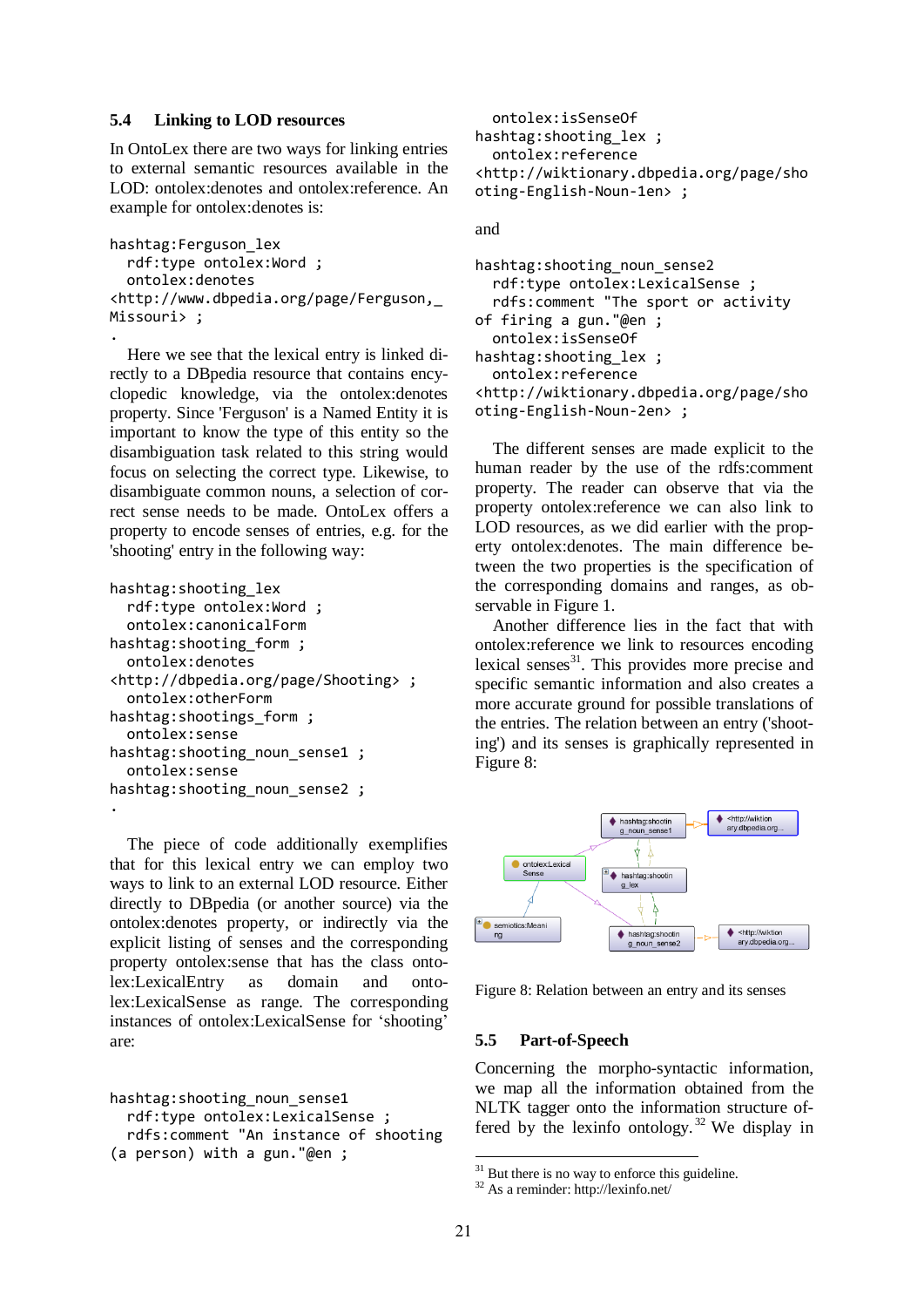## 5.4 Linking to LOD resources

In OntoLex there are two ways for linking entries to external semantic resources available in the LOD: ontolex:denotes and ontolex:reference. An example for ontolex:denotes is:

```
hashtag:Ferguson_lex
  rdf:type ontolex:Word ;
  ontolex:denotes
<http://www.dbpedia.org/page/Ferguson,_
Missouri> ;
.
```

Here we see that the lexical entry is linked directly to a DBpedia resource that contains encyclopedic knowledge, via the ontolex:denotes property. Since 'Ferguson' is a Named Entity it is important to know the type of this entity so the disambiguation task related to this string would focus on selecting the correct type. Likewise, to disambiguate common nouns, a selection of correct sense needs to be made. OntoLex offers a property to encode senses of entries, e.g. for the 'shooting' entry in the following way:

```
hashtag:shooting_lex
  rdf:type ontolex:Word ;
  ontolex:canonicalForm
hashtag:shooting_form ;
  ontolex:denotes
<http://dbpedia.org/page/Shooting> ;
  ontolex:otherForm
hashtag:shootings_form ;
  ontolex:sense
hashtag:shooting_noun_sense1 ;
  ontolex:sense
hashtag:shooting_noun_sense2 ;
.
```

The piece of code additionally exemplifies that for this lexical entry we can employ two ways to link to an external LOD resource. Either directly to DBpedia (or another source) via the ontolex:denotes property, or indirectly via the explicit listing of senses and the corresponding property ontolex:sense that has the class ontolex:LexicalEntry as domain and ontolex:LexicalSense as range. The corresponding instances of ontolex:LexicalSense for 'shooting' are:

```
hashtag:shooting_noun_sense1
  rdf:type ontolex:LexicalSense ;
  rdfs:comment "An instance of shooting
(a person) with a gun."@en ;
  ontolex:isSenseOf
hashtag:shooting_lex ;
  ontolex:reference
<http://wiktionary.dbpedia.org/page/sho
oting-English-Noun-1en> ;
```

and

```
hashtag:shooting_noun_sense2
  rdf:type ontolex:LexicalSense ;
  rdfs:comment "The sport or activity
of firing a gun."@en ;
  ontolex:isSenseOf
hashtag:shooting_lex ;
  ontolex:reference
<http://wiktionary.dbpedia.org/page/sho
oting-English-Noun-2en> ;
```

The different senses are made explicit to the human reader by the use of the rdfs:comment property. The reader can observe that via the property ontolex:reference we can also link to LOD resources, as we did earlier with the property ontolex:denotes. The main difference between the two properties is the specification of the corresponding domains and ranges, as observable in Figure 1.

Another difference lies in the fact that with ontolex:reference we link to resources encoding lexical senses[31]. This provides more precise and specific semantic information and also creates a more accurate ground for possible translations of the entries. The relation between an entry ('shooting') and its senses is graphically represented in Figure 8:

Figure 8: Relation between an entry and its senses

## 5.5 Part-of-Speech

Concerning the morpho-syntactic information, we map all the information obtained from the NLTK tagger onto the information structure offered by the lexinfo ontology.[32] We display in

[31] But there is no way to enforce this guideline.
[32] As a reminder: http://lexinfo.net/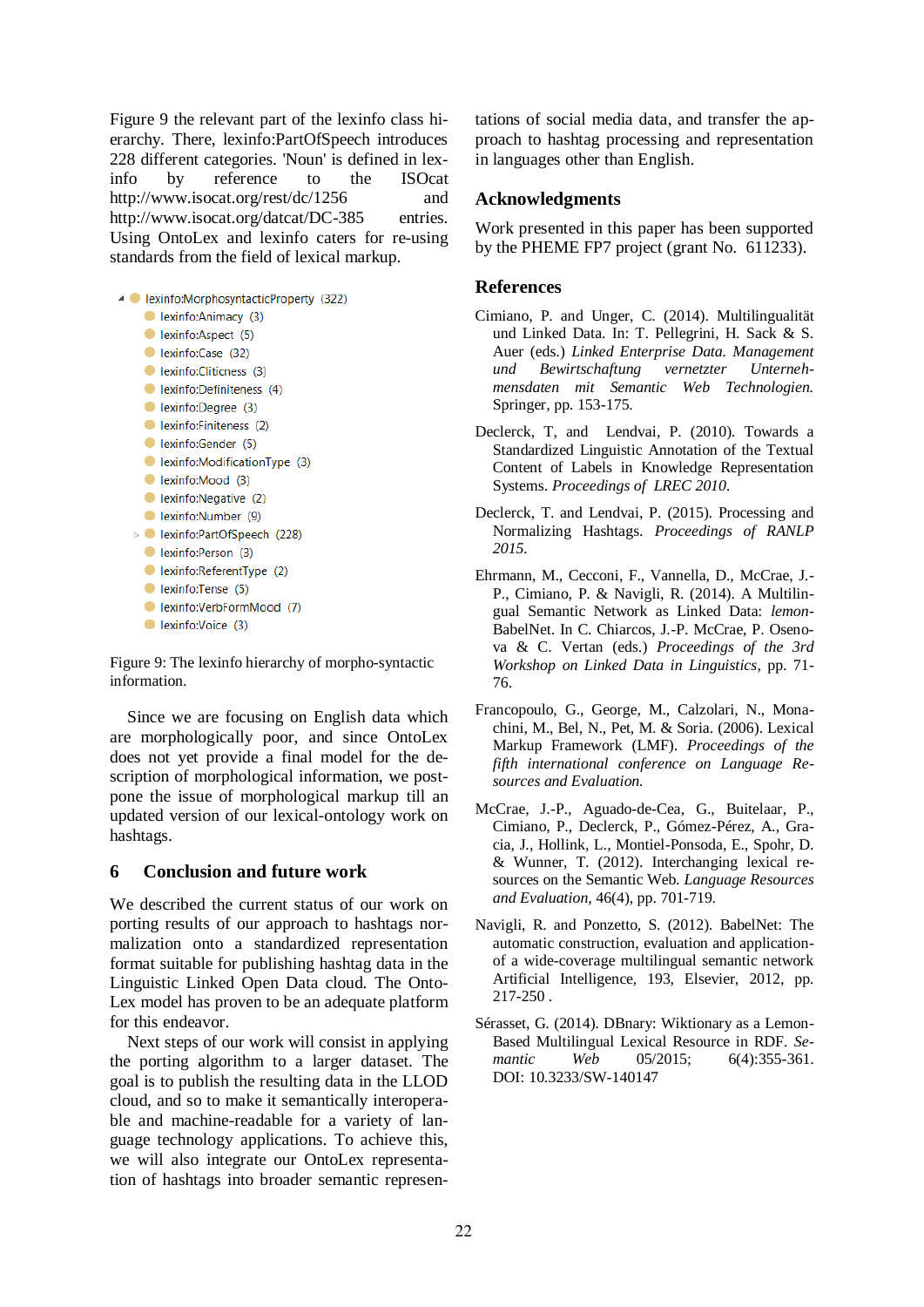Figure 9 the relevant part of the lexinfo class hierarchy. There, lexinfo:PartOfSpeech introduces 228 different categories. 'Noun' is defined in lexinfo by reference to the ISOcat http://www.isocat.org/rest/dc/1256 and http://www.isocat.org/datcat/DC-385 entries. Using OntoLex and lexinfo caters for re-using standards from the field of lexical markup.

- lexinfo:MorphosyntacticProperty (322)
  - lexinfo:Animacy (3)
  - lexinfo:Aspect (5)
  - lexinfo:Case (32)
  - lexinfo:Cliticness (3)
  - lexinfo:Definiteness (4)
  - lexinfo:Degree (3)
  - lexinfo:Finiteness (2)
  - lexinfo:Gender (5)
  - lexinfo:ModificationType (3)
  - lexinfo:Mood (3)
  - lexinfo:Negative (2)
  - lexinfo:Number (9)
  - lexinfo:PartOfSpeech (228)
  - lexinfo:Person (3)
  - lexinfo:ReferentType (2)
  - lexinfo:Tense (5)
  - lexinfo:VerbFormMood (7)
  - lexinfo:Voice (3)

Figure 9: The lexinfo hierarchy of morpho-syntactic information.

Since we are focusing on English data which are morphologically poor, and since OntoLex does not yet provide a final model for the description of morphological information, we postpone the issue of morphological markup till an updated version of our lexical-ontology work on hashtags.

## 6 Conclusion and future work

We described the current status of our work on porting results of our approach to hashtags normalization onto a standardized representation format suitable for publishing hashtag data in the Linguistic Linked Open Data cloud. The OntoLex model has proven to be an adequate platform for this endeavor.

Next steps of our work will consist in applying the porting algorithm to a larger dataset. The goal is to publish the resulting data in the LLOD cloud, and so to make it semantically interoperable and machine-readable for a variety of language technology applications. To achieve this, we will also integrate our OntoLex representation of hashtags into broader semantic representations of social media data, and transfer the approach to hashtag processing and representation in languages other than English.

## Acknowledgments

Work presented in this paper has been supported by the PHEME FP7 project (grant No. 611233).

## References

Cimiano, P. and Unger, C. (2014). Multilingualität und Linked Data. In: T. Pellegrini, H. Sack & S. Auer (eds.) *Linked Enterprise Data. Management und Bewirtschaftung vernetzter Unternehmensdaten mit Semantic Web Technologien.* Springer, pp. 153-175.

Declerck, T, and Lendvai, P. (2010). Towards a Standardized Linguistic Annotation of the Textual Content of Labels in Knowledge Representation Systems. *Proceedings of LREC 2010.*

Declerck, T. and Lendvai, P. (2015). Processing and Normalizing Hashtags. *Proceedings of RANLP 2015.*

Ehrmann, M., Cecconi, F., Vannella, D., McCrae, J.-P., Cimiano, P. & Navigli, R. (2014). A Multilingual Semantic Network as Linked Data: *lemon*-BabelNet. In C. Chiarcos, J.-P. McCrae, P. Osenova & C. Vertan (eds.) *Proceedings of the 3rd Workshop on Linked Data in Linguistics*, pp. 71-76.

Francopoulo, G., George, M., Calzolari, N., Monachini, M., Bel, N., Pet, M. & Soria. (2006). Lexical Markup Framework (LMF). *Proceedings of the fifth international conference on Language Resources and Evaluation.*

McCrae, J.-P., Aguado-de-Cea, G., Buitelaar, P., Cimiano, P., Declerck, T., Gómez-Pérez, A., Gracia, J., Hollink, L., Montiel-Ponsoda, E., Spohr, D. & Wunner, T. (2012). Interchanging lexical resources on the Semantic Web. *Language Resources and Evaluation*, 46(4), pp. 701-719.

Navigli, R. and Ponzetto, S. (2012). BabelNet: The automatic construction, evaluation and application of a wide-coverage multilingual semantic network Artificial Intelligence, 193, Elsevier, 2012, pp. 217-250 .

Sérasset, G. (2014). DBnary: Wiktionary as a Lemon-Based Multilingual Lexical Resource in RDF. *Semantic Web* 05/2015; 6(4):355-361. DOI: 10.3233/SW-140147